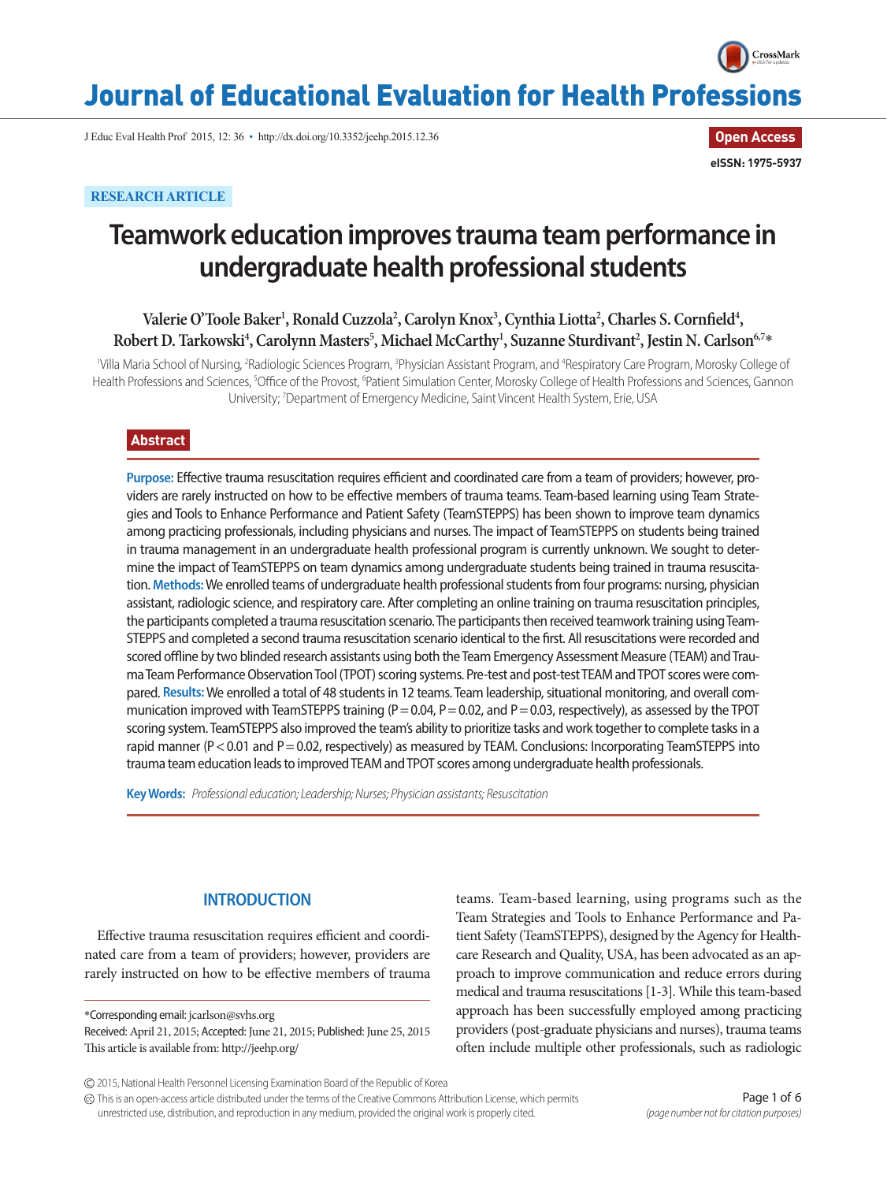RESEARCH ARTICLE

# Teamwork education improves trauma team performance in undergraduate health professional students

Valerie O'Toole Baker[1], Ronald Cuzzola[2], Carolyn Knox[3], Cynthia Liotta[2], Charles S. Cornfield[4], Robert D. Tarkowski[4], Carolynn Masters[5], Michael McCarthy[1], Suzanne Sturdivant[2], Jestin N. Carlson[6,7]*

[1]Villa Maria School of Nursing, [2]Radiologic Sciences Program, [3]Physician Assistant Program, and [4]Respiratory Care Program, Morosky College of Health Professions and Sciences, [5]Office of the Provost, [6]Patient Simulation Center, Morosky College of Health Professions and Sciences, Gannon University; [7]Department of Emergency Medicine, Saint Vincent Health System, Erie, USA

## Abstract

**Purpose:** Effective trauma resuscitation requires efficient and coordinated care from a team of providers; however, providers are rarely instructed on how to be effective members of trauma teams. Team-based learning using Team Strategies and Tools to Enhance Performance and Patient Safety (TeamSTEPPS) has been shown to improve team dynamics among practicing professionals, including physicians and nurses. The impact of TeamSTEPPS on students being trained in trauma management in an undergraduate health professional program is currently unknown. We sought to determine the impact of TeamSTEPPS on team dynamics among undergraduate students being trained in trauma resuscitation. **Methods:** We enrolled teams of undergraduate health professional students from four programs: nursing, physician assistant, radiologic science, and respiratory care. After completing an online training on trauma resuscitation principles, the participants completed a trauma resuscitation scenario. The participants then received teamwork training using TeamSTEPPS and completed a second trauma resuscitation scenario identical to the first. All resuscitations were recorded and scored offline by two blinded research assistants using both the Team Emergency Assessment Measure (TEAM) and Trauma Team Performance Observation Tool (TPOT) scoring systems. Pre-test and post-test TEAM and TPOT scores were compared. **Results:** We enrolled a total of 48 students in 12 teams. Team leadership, situational monitoring, and overall communication improved with TeamSTEPPS training ($P = 0.04$, $P = 0.02$, and $P = 0.03$, respectively), as assessed by the TPOT scoring system. TeamSTEPPS also improved the team's ability to prioritize tasks and work together to complete tasks in a rapid manner ($P < 0.01$ and $P = 0.02$, respectively) as measured by TEAM. Conclusions: Incorporating TeamSTEPPS into trauma team education leads to improved TEAM and TPOT scores among undergraduate health professionals.

**Key Words:** *Professional education; Leadership; Nurses; Physician assistants; Resuscitation*

## INTRODUCTION

Effective trauma resuscitation requires efficient and coordinated care from a team of providers; however, providers are rarely instructed on how to be effective members of trauma teams. Team-based learning, using programs such as the Team Strategies and Tools to Enhance Performance and Patient Safety (TeamSTEPPS), designed by the Agency for Healthcare Research and Quality, USA, has been advocated as an approach to improve communication and reduce errors during medical and trauma resuscitations [1-3]. While this team-based approach has been successfully employed among practicing providers (post-graduate physicians and nurses), trauma teams often include multiple other professionals, such as radiologic

*Corresponding email: jcarlson@svhs.org

Received: April 21, 2015; Accepted: June 21, 2015; Published: June 25, 2015

This article is available from: http://jeehp.org/

© 2015, National Health Personnel Licensing Examination Board of the Republic of Korea

This is an open-access article distributed under the terms of the Creative Commons Attribution License, which permits unrestricted use, distribution, and reproduction in any medium, provided the original work is properly cited.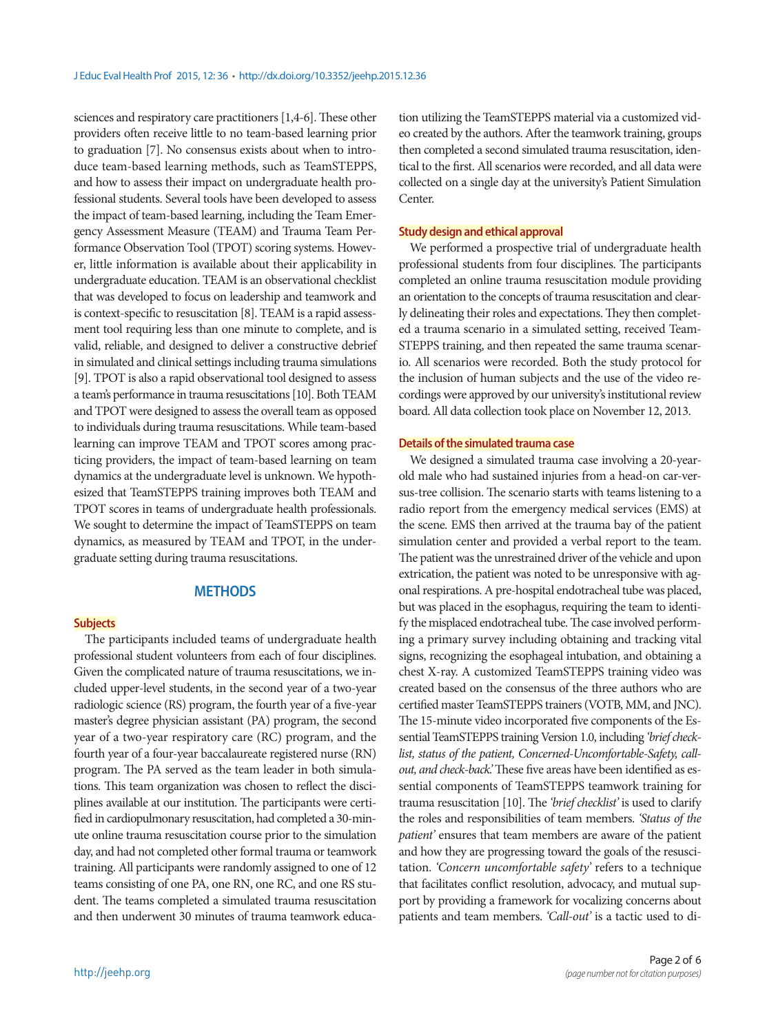sciences and respiratory care practitioners [1,4-6]. These other providers often receive little to no team-based learning prior to graduation [7]. No consensus exists about when to introduce team-based learning methods, such as TeamSTEPPS, and how to assess their impact on undergraduate health professional students. Several tools have been developed to assess the impact of team-based learning, including the Team Emergency Assessment Measure (TEAM) and Trauma Team Performance Observation Tool (TPOT) scoring systems. However, little information is available about their applicability in undergraduate education. TEAM is an observational checklist that was developed to focus on leadership and teamwork and is context-specific to resuscitation [8]. TEAM is a rapid assessment tool requiring less than one minute to complete, and is valid, reliable, and designed to deliver a constructive debrief in simulated and clinical settings including trauma simulations [9]. TPOT is also a rapid observational tool designed to assess a team's performance in trauma resuscitations [10]. Both TEAM and TPOT were designed to assess the overall team as opposed to individuals during trauma resuscitations. While team-based learning can improve TEAM and TPOT scores among practicing providers, the impact of team-based learning on team dynamics at the undergraduate level is unknown. We hypothesized that TeamSTEPPS training improves both TEAM and TPOT scores in teams of undergraduate health professionals. We sought to determine the impact of TeamSTEPPS on team dynamics, as measured by TEAM and TPOT, in the undergraduate setting during trauma resuscitations.

## METHODS

### Subjects

The participants included teams of undergraduate health professional student volunteers from each of four disciplines. Given the complicated nature of trauma resuscitations, we included upper-level students, in the second year of a two-year radiologic science (RS) program, the fourth year of a five-year master's degree physician assistant (PA) program, the second year of a two-year respiratory care (RC) program, and the fourth year of a four-year baccalaureate registered nurse (RN) program. The PA served as the team leader in both simulations. This team organization was chosen to reflect the disciplines available at our institution. The participants were certified in cardiopulmonary resuscitation, had completed a 30-minute online trauma resuscitation course prior to the simulation day, and had not completed other formal trauma or teamwork training. All participants were randomly assigned to one of 12 teams consisting of one PA, one RN, one RC, and one RS student. The teams completed a simulated trauma resuscitation and then underwent 30 minutes of trauma teamwork education utilizing the TeamSTEPPS material via a customized video created by the authors. After the teamwork training, groups then completed a second simulated trauma resuscitation, identical to the first. All scenarios were recorded, and all data were collected on a single day at the university's Patient Simulation Center.

### Study design and ethical approval

We performed a prospective trial of undergraduate health professional students from four disciplines. The participants completed an online trauma resuscitation module providing an orientation to the concepts of trauma resuscitation and clearly delineating their roles and expectations. They then completed a trauma scenario in a simulated setting, received TeamSTEPPS training, and then repeated the same trauma scenario. All scenarios were recorded. Both the study protocol for the inclusion of human subjects and the use of the video recordings were approved by our university's institutional review board. All data collection took place on November 12, 2013.

### Details of the simulated trauma case

We designed a simulated trauma case involving a 20-year-old male who had sustained injuries from a head-on car-versus-tree collision. The scenario starts with teams listening to a radio report from the emergency medical services (EMS) at the scene. EMS then arrived at the trauma bay of the patient simulation center and provided a verbal report to the team. The patient was the unrestrained driver of the vehicle and upon extrication, the patient was noted to be unresponsive with agonal respirations. A pre-hospital endotracheal tube was placed, but was placed in the esophagus, requiring the team to identify the misplaced endotracheal tube. The case involved performing a primary survey including obtaining and tracking vital signs, recognizing the esophageal intubation, and obtaining a chest X-ray. A customized TeamSTEPPS training video was created based on the consensus of the three authors who are certified master TeamSTEPPS trainers (VOTB, MM, and JNC). The 15-minute video incorporated five components of the Essential TeamSTEPPS training Version 1.0, including *'brief checklist, status of the patient, Concerned-Uncomfortable-Safety, call-out, and check-back.'* These five areas have been identified as essential components of TeamSTEPPS teamwork training for trauma resuscitation [10]. The *'brief checklist'* is used to clarify the roles and responsibilities of team members. *'Status of the patient'* ensures that team members are aware of the patient and how they are progressing toward the goals of the resuscitation. *'Concern uncomfortable safety'* refers to a technique that facilitates conflict resolution, advocacy, and mutual support by providing a framework for vocalizing concerns about patients and team members. *'Call-out'* is a tactic used to di-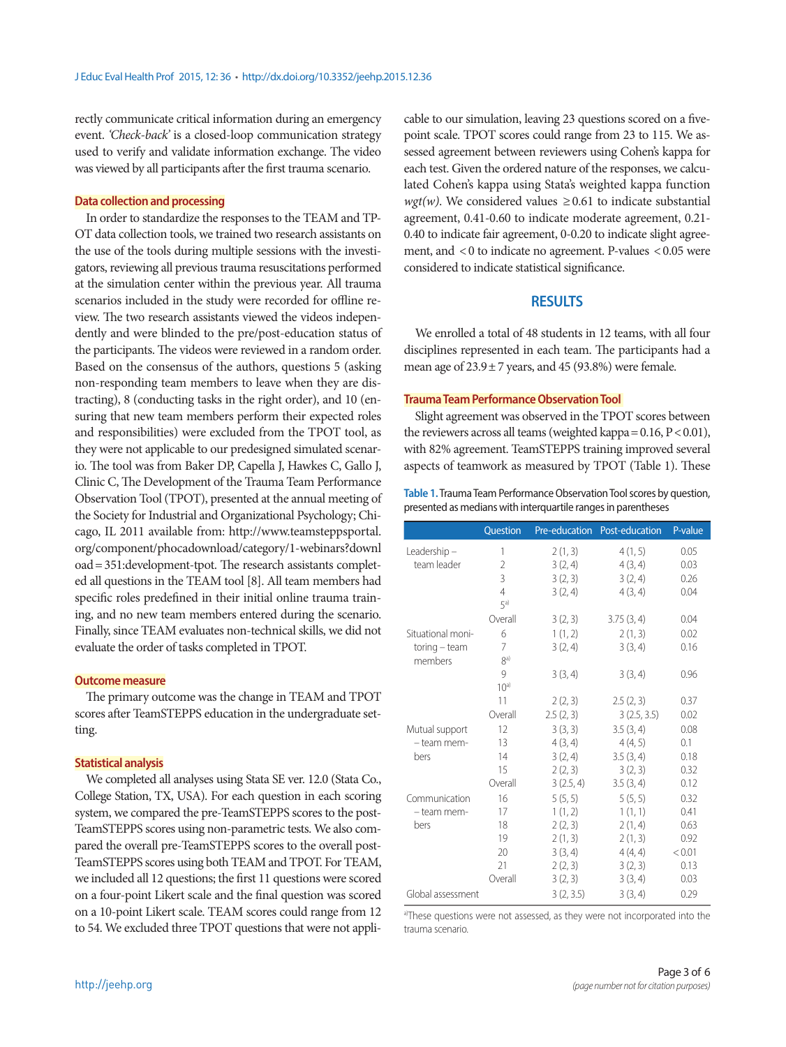rectly communicate critical information during an emergency event. *'Check-back'* is a closed-loop communication strategy used to verify and validate information exchange. The video was viewed by all participants after the first trauma scenario.

### Data collection and processing

In order to standardize the responses to the TEAM and TPOT data collection tools, we trained two research assistants on the use of the tools during multiple sessions with the investigators, reviewing all previous trauma resuscitations performed at the simulation center within the previous year. All trauma scenarios included in the study were recorded for offline review. The two research assistants viewed the videos independently and were blinded to the pre/post-education status of the participants. The videos were reviewed in a random order. Based on the consensus of the authors, questions 5 (asking non-responding team members to leave when they are distracting), 8 (conducting tasks in the right order), and 10 (ensuring that new team members perform their expected roles and responsibilities) were excluded from the TPOT tool, as they were not applicable to our predesigned simulated scenario. The tool was from Baker DP, Capella J, Hawkes C, Gallo J, Clinic C, The Development of the Trauma Team Performance Observation Tool (TPOT), presented at the annual meeting of the Society for Industrial and Organizational Psychology; Chicago, IL 2011 available from: http://www.teamsteppsportal.org/component/phocadownload/category/1-webinars?download=351:development-tpot. The research assistants completed all questions in the TEAM tool [8]. All team members had specific roles predefined in their initial online trauma training, and no new team members entered during the scenario. Finally, since TEAM evaluates non-technical skills, we did not evaluate the order of tasks completed in TPOT.

### Outcome measure

The primary outcome was the change in TEAM and TPOT scores after TeamSTEPPS education in the undergraduate setting.

### Statistical analysis

We completed all analyses using Stata SE ver. 12.0 (Stata Co., College Station, TX, USA). For each question in each scoring system, we compared the pre-TeamSTEPPS scores to the post-TeamSTEPPS scores using non-parametric tests. We also compared the overall pre-TeamSTEPPS scores to the overall post-TeamSTEPPS scores using both TEAM and TPOT. For TEAM, we included all 12 questions; the first 11 questions were scored on a four-point Likert scale and the final question was scored on a 10-point Likert scale. TEAM scores could range from 12 to 54. We excluded three TPOT questions that were not applicable to our simulation, leaving 23 questions scored on a five-point scale. TPOT scores could range from 23 to 115. We assessed agreement between reviewers using Cohen's kappa for each test. Given the ordered nature of the responses, we calculated Cohen's kappa using Stata's weighted kappa function *wgt(w)*. We considered values ≥0.61 to indicate substantial agreement, 0.41-0.60 to indicate moderate agreement, 0.21-0.40 to indicate fair agreement, 0-0.20 to indicate slight agreement, and <0 to indicate no agreement. P-values <0.05 were considered to indicate statistical significance.

## RESULTS

We enrolled a total of 48 students in 12 teams, with all four disciplines represented in each team. The participants had a mean age of 23.9±7 years, and 45 (93.8%) were female.

### Trauma Team Performance Observation Tool

Slight agreement was observed in the TPOT scores between the reviewers across all teams (weighted kappa=0.16, P<0.01), with 82% agreement. TeamSTEPPS training improved several aspects of teamwork as measured by TPOT (Table 1). These

**Table 1.** Trauma Team Performance Observation Tool scores by question, presented as medians with interquartile ranges in parentheses

| | Question | Pre-education | Post-education | P-value |
|---|---|---|---|---|
| Leadership – team leader | 1 | 2 (1, 3) | 4 (1, 5) | 0.05 |
| | 2 | 3 (2, 4) | 4 (3, 4) | 0.03 |
| | 3 | 3 (2, 3) | 3 (2, 4) | 0.26 |
| | 4 | 3 (2, 4) | 4 (3, 4) | 0.04 |
| | 5[a] | | | |
| | Overall | 3 (2, 3) | 3.75 (3, 4) | 0.04 |
| Situational monitoring – team members | 6 | 1 (1, 2) | 2 (1, 3) | 0.02 |
| | 7 | 3 (2, 4) | 3 (3, 4) | 0.16 |
| | 8[a] | | | |
| | 9 | 3 (3, 4) | 3 (3, 4) | 0.96 |
| | 10[a] | | | |
| | 11 | 2 (2, 3) | 2.5 (2, 3) | 0.37 |
| | Overall | 2.5 (2, 3) | 3 (2.5, 3.5) | 0.02 |
| Mutual support – team members | 12 | 3 (3, 3) | 3.5 (3, 4) | 0.08 |
| | 13 | 4 (3, 4) | 4 (4, 5) | 0.1 |
| | 14 | 3 (2, 4) | 3.5 (3, 4) | 0.18 |
| | 15 | 2 (2, 3) | 3 (2, 3) | 0.32 |
| | Overall | 3 (2.5, 4) | 3.5 (3, 4) | 0.12 |
| Communication – team members | 16 | 5 (5, 5) | 5 (5, 5) | 0.32 |
| | 17 | 1 (1, 2) | 1 (1, 1) | 0.41 |
| | 18 | 2 (2, 3) | 2 (1, 4) | 0.63 |
| | 19 | 2 (1, 3) | 2 (1, 3) | 0.92 |
| | 20 | 3 (3, 4) | 4 (4, 4) | <0.01 |
| | 21 | 2 (2, 3) | 3 (2, 3) | 0.13 |
| | Overall | 3 (2, 3) | 3 (3, 4) | 0.03 |
| Global assessment | | 3 (2, 3.5) | 3 (3, 4) | 0.29 |

[a]These questions were not assessed, as they were not incorporated into the trauma scenario.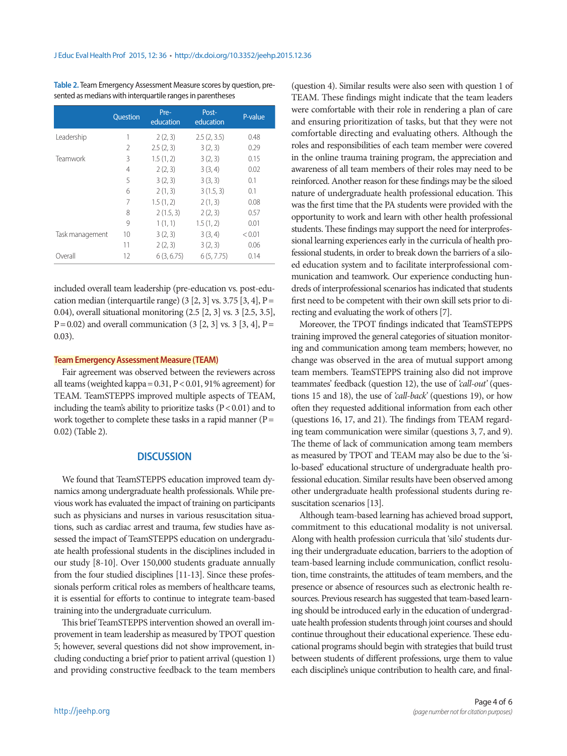**Table 2.** Team Emergency Assessment Measure scores by question, presented as medians with interquartile ranges in parentheses

| | Question | Pre-education | Post-education | P-value |
|---|---|---|---|---|
| Leadership | 1 | 2 (2, 3) | 2.5 (2, 3.5) | 0.48 |
| | 2 | 2.5 (2, 3) | 3 (2, 3) | 0.29 |
| Teamwork | 3 | 1.5 (1, 2) | 3 (2, 3) | 0.15 |
| | 4 | 2 (2, 3) | 3 (3, 4) | 0.02 |
| | 5 | 3 (2, 3) | 3 (3, 3) | 0.1 |
| | 6 | 2 (1, 3) | 3 (1.5, 3) | 0.1 |
| | 7 | 1.5 (1, 2) | 2 (1, 3) | 0.08 |
| | 8 | 2 (1.5, 3) | 2 (2, 3) | 0.57 |
| | 9 | 1 (1, 1) | 1.5 (1, 2) | 0.01 |
| Task management | 10 | 3 (2, 3) | 3 (3, 4) | < 0.01 |
| | 11 | 2 (2, 3) | 3 (2, 3) | 0.06 |
| Overall | 12 | 6 (3, 6.75) | 6 (5, 7.75) | 0.14 |

included overall team leadership (pre-education vs. post-education median (interquartile range) (3 [2, 3] vs. 3.75 [3, 4], P = 0.04), overall situational monitoring (2.5 [2, 3] vs. 3 [2.5, 3.5], P = 0.02) and overall communication (3 [2, 3] vs. 3 [3, 4], P = 0.03).

### Team Emergency Assessment Measure (TEAM)

Fair agreement was observed between the reviewers across all teams (weighted kappa = 0.31, P < 0.01, 91% agreement) for TEAM. TeamSTEPPS improved multiple aspects of TEAM, including the team's ability to prioritize tasks (P < 0.01) and to work together to complete these tasks in a rapid manner (P = 0.02) (Table 2).

## DISCUSSION

We found that TeamSTEPPS education improved team dynamics among undergraduate health professionals. While previous work has evaluated the impact of training on participants such as physicians and nurses in various resuscitation situations, such as cardiac arrest and trauma, few studies have assessed the impact of TeamSTEPPS education on undergraduate health professional students in the disciplines included in our study [8-10]. Over 150,000 students graduate annually from the four studied disciplines [11-13]. Since these professionals perform critical roles as members of healthcare teams, it is essential for efforts to continue to integrate team-based training into the undergraduate curriculum.

This brief TeamSTEPPS intervention showed an overall improvement in team leadership as measured by TPOT question 5; however, several questions did not show improvement, including conducting a brief prior to patient arrival (question 1) and providing constructive feedback to the team members (question 4). Similar results were also seen with question 1 of TEAM. These findings might indicate that the team leaders were comfortable with their role in rendering a plan of care and ensuring prioritization of tasks, but that they were not comfortable directing and evaluating others. Although the roles and responsibilities of each team member were covered in the online trauma training program, the appreciation and awareness of all team members of their roles may need to be reinforced. Another reason for these findings may be the siloed nature of undergraduate health professional education. This was the first time that the PA students were provided with the opportunity to work and learn with other health professional students. These findings may support the need for interprofessional learning experiences early in the curricula of health professional students, in order to break down the barriers of a siloed education system and to facilitate interprofessional communication and teamwork. Our experience conducting hundreds of interprofessional scenarios has indicated that students first need to be competent with their own skill sets prior to directing and evaluating the work of others [7].

Moreover, the TPOT findings indicated that TeamSTEPPS training improved the general categories of situation monitoring and communication among team members; however, no change was observed in the area of mutual support among team members. TeamSTEPPS training also did not improve teammates' feedback (question 12), the use of *'call-out'* (questions 15 and 18), the use of *'call-back'* (questions 19), or how often they requested additional information from each other (questions 16, 17, and 21). The findings from TEAM regarding team communication were similar (questions 3, 7, and 9). The theme of lack of communication among team members as measured by TPOT and TEAM may also be due to the 'silo-based' educational structure of undergraduate health professional education. Similar results have been observed among other undergraduate health professional students during resuscitation scenarios [13].

Although team-based learning has achieved broad support, commitment to this educational modality is not universal. Along with health profession curricula that 'silo' students during their undergraduate education, barriers to the adoption of team-based learning include communication, conflict resolution, time constraints, the attitudes of team members, and the presence or absence of resources such as electronic health resources. Previous research has suggested that team-based learning should be introduced early in the education of undergraduate health profession students through joint courses and should continue throughout their educational experience. These educational programs should begin with strategies that build trust between students of different professions, urge them to value each discipline's unique contribution to health care, and final-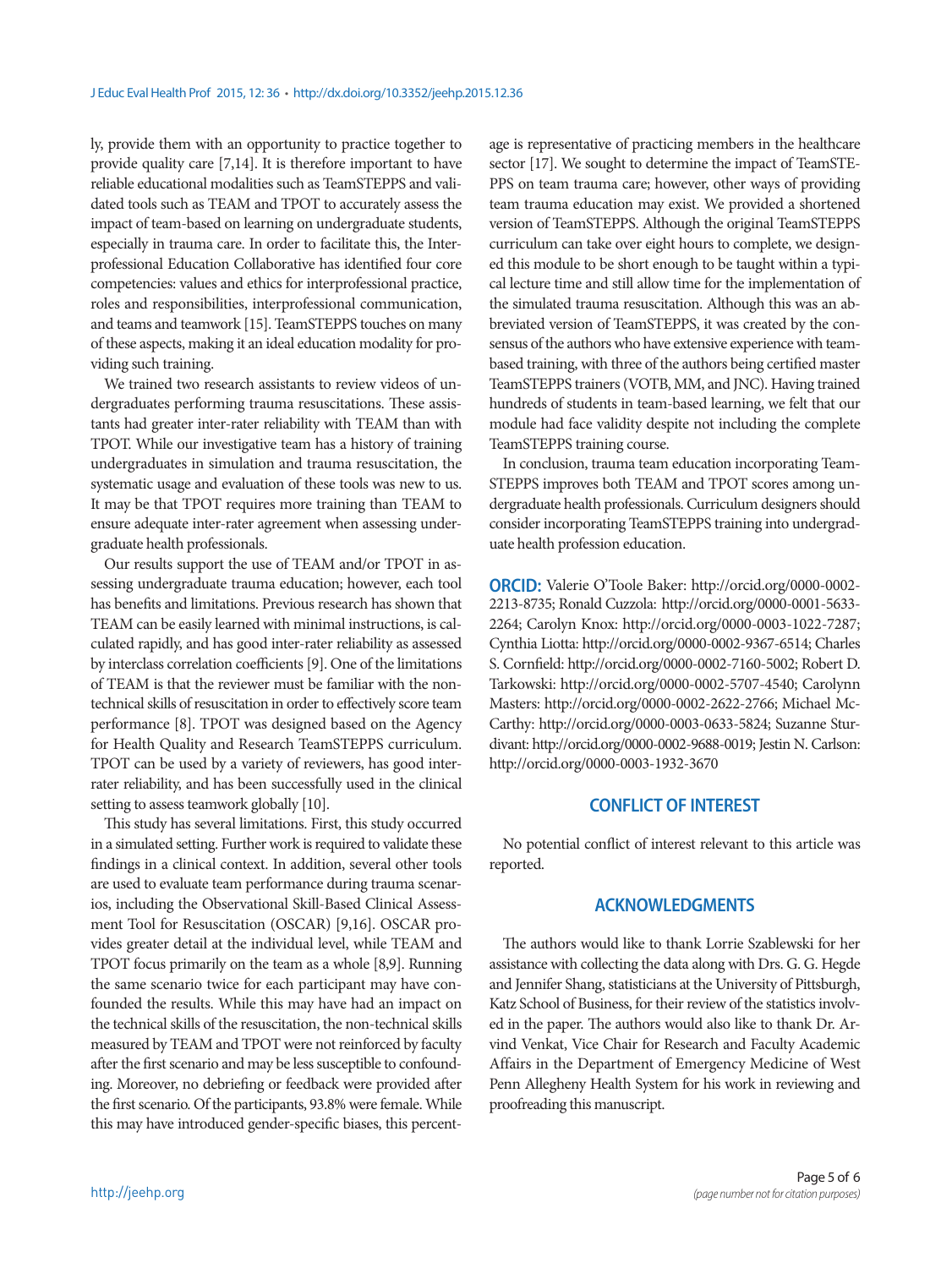ly, provide them with an opportunity to practice together to provide quality care [7,14]. It is therefore important to have reliable educational modalities such as TeamSTEPPS and validated tools such as TEAM and TPOT to accurately assess the impact of team-based on learning on undergraduate students, especially in trauma care. In order to facilitate this, the Interprofessional Education Collaborative has identified four core competencies: values and ethics for interprofessional practice, roles and responsibilities, interprofessional communication, and teams and teamwork [15]. TeamSTEPPS touches on many of these aspects, making it an ideal education modality for providing such training.

We trained two research assistants to review videos of undergraduates performing trauma resuscitations. These assistants had greater inter-rater reliability with TEAM than with TPOT. While our investigative team has a history of training undergraduates in simulation and trauma resuscitation, the systematic usage and evaluation of these tools was new to us. It may be that TPOT requires more training than TEAM to ensure adequate inter-rater agreement when assessing undergraduate health professionals.

Our results support the use of TEAM and/or TPOT in assessing undergraduate trauma education; however, each tool has benefits and limitations. Previous research has shown that TEAM can be easily learned with minimal instructions, is calculated rapidly, and has good inter-rater reliability as assessed by interclass correlation coefficients [9]. One of the limitations of TEAM is that the reviewer must be familiar with the non-technical skills of resuscitation in order to effectively score team performance [8]. TPOT was designed based on the Agency for Health Quality and Research TeamSTEPPS curriculum. TPOT can be used by a variety of reviewers, has good inter-rater reliability, and has been successfully used in the clinical setting to assess teamwork globally [10].

This study has several limitations. First, this study occurred in a simulated setting. Further work is required to validate these findings in a clinical context. In addition, several other tools are used to evaluate team performance during trauma scenarios, including the Observational Skill-Based Clinical Assessment Tool for Resuscitation (OSCAR) [9,16]. OSCAR provides greater detail at the individual level, while TEAM and TPOT focus primarily on the team as a whole [8,9]. Running the same scenario twice for each participant may have confounded the results. While this may have had an impact on the technical skills of the resuscitation, the non-technical skills measured by TEAM and TPOT were not reinforced by faculty after the first scenario and may be less susceptible to confounding. Moreover, no debriefing or feedback were provided after the first scenario. Of the participants, 93.8% were female. While this may have introduced gender-specific biases, this percentage is representative of practicing members in the healthcare sector [17]. We sought to determine the impact of TeamSTEPPS on team trauma care; however, other ways of providing team trauma education may exist. We provided a shortened version of TeamSTEPPS. Although the original TeamSTEPPS curriculum can take over eight hours to complete, we designed this module to be short enough to be taught within a typical lecture time and still allow time for the implementation of the simulated trauma resuscitation. Although this was an abbreviated version of TeamSTEPPS, it was created by the consensus of the authors who have extensive experience with team-based training, with three of the authors being certified master TeamSTEPPS trainers (VOTB, MM, and JNC). Having trained hundreds of students in team-based learning, we felt that our module had face validity despite not including the complete TeamSTEPPS training course.

In conclusion, trauma team education incorporating TeamSTEPPS improves both TEAM and TPOT scores among undergraduate health professionals. Curriculum designers should consider incorporating TeamSTEPPS training into undergraduate health profession education.

**ORCID:** Valerie O'Toole Baker: http://orcid.org/0000-0002-2213-8735; Ronald Cuzzola: http://orcid.org/0000-0001-5633-2264; Carolyn Knox: http://orcid.org/0000-0003-1022-7287; Cynthia Liotta: http://orcid.org/0000-0002-9367-6514; Charles S. Cornfield: http://orcid.org/0000-0002-7160-5002; Robert D. Tarkowski: http://orcid.org/0000-0002-5707-4540; Carolynn Masters: http://orcid.org/0000-0002-2622-2766; Michael McCarthy: http://orcid.org/0000-0003-0633-5824; Suzanne Sturdivant: http://orcid.org/0000-0002-9688-0019; Jestin N. Carlson: http://orcid.org/0000-0003-1932-3670

## CONFLICT OF INTEREST

No potential conflict of interest relevant to this article was reported.

## ACKNOWLEDGMENTS

The authors would like to thank Lorrie Szablewski for her assistance with collecting the data along with Drs. G. G. Hegde and Jennifer Shang, statisticians at the University of Pittsburgh, Katz School of Business, for their review of the statistics involved in the paper. The authors would also like to thank Dr. Arvind Venkat, Vice Chair for Research and Faculty Academic Affairs in the Department of Emergency Medicine of West Penn Allegheny Health System for his work in reviewing and proofreading this manuscript.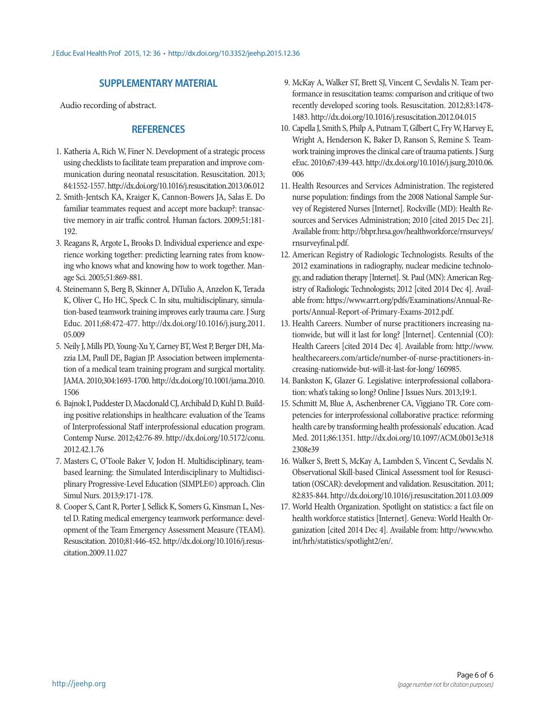## SUPPLEMENTARY MATERIAL

Audio recording of abstract.

## REFERENCES

1. Katheria A, Rich W, Finer N. Development of a strategic process using checklists to facilitate team preparation and improve communication during neonatal resuscitation. Resuscitation. 2013; 84:1552-1557. http://dx.doi.org/10.1016/j.resuscitation.2013.06.012
2. Smith-Jentsch KA, Kraiger K, Cannon-Bowers JA, Salas E. Do familiar teammates request and accept more backup?: transactive memory in air traffic control. Human factors. 2009;51:181-192.
3. Reagans R, Argote L, Brooks D. Individual experience and experience working together: predicting learning rates from knowing who knows what and knowing how to work together. Manage Sci. 2005;51:869-881.
4. Steinemann S, Berg B, Skinner A, DiTulio A, Anzelon K, Terada K, Oliver C, Ho HC, Speck C. In situ, multidisciplinary, simulation-based teamwork training improves early trauma care. J Surg Educ. 2011;68:472-477. http://dx.doi.org/10.1016/j.jsurg.2011.05.009
5. Neily J, Mills PD, Young-Xu Y, Carney BT, West P, Berger DH, Mazzia LM, Paull DE, Bagian JP. Association between implementation of a medical team training program and surgical mortality. JAMA. 2010;304:1693-1700. http://dx.doi.org/10.1001/jama.2010.1506
6. Bajnok I, Puddester D, Macdonald CJ, Archibald D, Kuhl D. Building positive relationships in healthcare: evaluation of the Teams of Interprofessional Staff interprofessional education program. Contemp Nurse. 2012;42:76-89. http://dx.doi.org/10.5172/conu.2012.42.1.76
7. Masters C, O'Toole Baker V, Jodon H. Multidisciplinary, team-based learning: the Simulated Interdisciplinary to Multidisciplinary Progressive-Level Education (SIMPLE©) approach. Clin Simul Nurs. 2013;9:171-178.
8. Cooper S, Cant R, Porter J, Sellick K, Somers G, Kinsman L, Nestel D. Rating medical emergency teamwork performance: development of the Team Emergency Assessment Measure (TEAM). Resuscitation. 2010;81:446-452. http://dx.doi.org/10.1016/j.resuscitation.2009.11.027
9. McKay A, Walker ST, Brett SJ, Vincent C, Sevdalis N. Team performance in resuscitation teams: comparison and critique of two recently developed scoring tools. Resuscitation. 2012;83:1478-1483. http://dx.doi.org/10.1016/j.resuscitation.2012.04.015
10. Capella J, Smith S, Philp A, Putnam T, Gilbert C, Fry W, Harvey E, Wright A, Henderson K, Baker D, Ranson S, Remine S. Teamwork training improves the clinical care of trauma patients. J Surg eEuc. 2010;67:439-443. http://dx.doi.org/10.1016/j.jsurg.2010.06.006
11. Health Resources and Services Administration. The registered nurse population: findings from the 2008 National Sample Survey of Registered Nurses [Internet]. Rockville (MD): Health Resources and Services Administration; 2010 [cited 2015 Dec 21]. Available from: http://bhpr.hrsa.gov/healthworkforce/rnsurveys/rnsurveyfinal.pdf.
12. American Registry of Radiologic Technologists. Results of the 2012 examinations in radiography, nuclear medicine technology, and radiation therapy [Internet]. St. Paul (MN): American Registry of Radiologic Technologists; 2012 [cited 2014 Dec 4]. Available from: https://www.arrt.org/pdfs/Examinations/Annual-Reports/Annual-Report-of-Primary-Exams-2012.pdf.
13. Health Careers. Number of nurse practitioners increasing nationwide, but will it last for long? [Internet]. Centennial (CO): Health Careers [cited 2014 Dec 4]. Available from: http://www.healthecareers.com/article/number-of-nurse-practitioners-increasing-nationwide-but-will-it-last-for-long/ 160985.
14. Bankston K, Glazer G. Legislative: interprofessional collaboration: what's taking so long? Online J Issues Nurs. 2013;19:1.
15. Schmitt M, Blue A, Aschenbrener CA, Viggiano TR. Core competencies for interprofessional collaborative practice: reforming health care by transforming health professionals' education. Acad Med. 2011;86:1351. http://dx.doi.org/10.1097/ACM.0b013e3182308e39
16. Walker S, Brett S, McKay A, Lambden S, Vincent C, Sevdalis N. Observational Skill-based Clinical Assessment tool for Resuscitation (OSCAR): development and validation. Resuscitation. 2011; 82:835-844. http://dx.doi.org/10.1016/j.resuscitation.2011.03.009
17. World Health Organization. Spotlight on statistics: a fact file on health workforce statistics [Internet]. Geneva: World Health Organization [cited 2014 Dec 4]. Available from: http://www.who.int/hrh/statistics/spotlight2/en/.